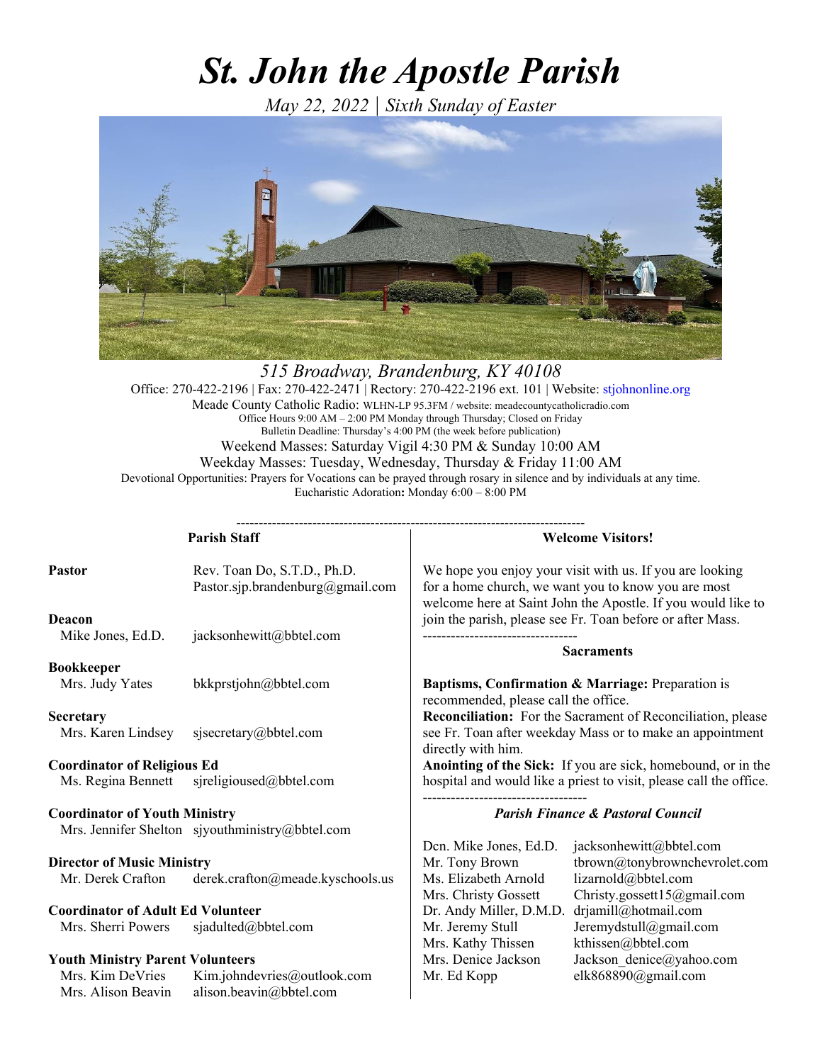# *St. John the Apostle Parish*

*May 22, 2022 | Sixth Sunday of Easter*

*515 Broadway, Brandenburg, KY 40108*

Office: 270-422-2196 | Fax: 270-422-2471 | Rectory: 270-422-2196 ext. 101 | Website: stjohnonline.org

Meade County Catholic Radio: WLHN-LP 95.3FM / website: meadecountycatholicradio.com

Office Hours 9:00 AM – 2:00 PM Monday through Thursday; Closed on Friday

Bulletin Deadline: Thursday's 4:00 PM (the week before publication)

Weekend Masses: Saturday Vigil 4:30 PM & Sunday 10:00 AM

Weekday Masses: Tuesday, Wednesday, Thursday & Friday 11:00 AM

Devotional Opportunities: Prayers for Vocations can be prayed through rosary in silence and by individuals at any time.

Eucharistic Adoration**:** Monday 6:00 – 8:00 PM

---

### Parish Staff

**Pastor**
Rev. Toan Do, S.T.D., Ph.D. — Pastor.sjp.brandenburg@gmail.com

**Deacon**
Mike Jones, Ed.D. — jacksonhewitt@bbtel.com

**Bookkeeper**
Mrs. Judy Yates — bkkprstjohn@bbtel.com

**Secretary**
Mrs. Karen Lindsey — sjsecretary@bbtel.com

**Coordinator of Religious Ed**
Ms. Regina Bennett — sjreligioused@bbtel.com

**Coordinator of Youth Ministry**
Mrs. Jennifer Shelton — sjyouthministry@bbtel.com

**Director of Music Ministry**
Mr. Derek Crafton — derek.crafton@meade.kyschools.us

**Coordinator of Adult Ed Volunteer**
Mrs. Sherri Powers — sjadulted@bbtel.com

**Youth Ministry Parent Volunteers**
Mrs. Kim DeVries — Kim.johndevries@outlook.com
Mrs. Alison Beavin — alison.beavin@bbtel.com

### Welcome Visitors!

We hope you enjoy your visit with us. If you are looking for a home church, we want you to know you are most welcome here at Saint John the Apostle. If you would like to join the parish, please see Fr. Toan before or after Mass.

---

### Sacraments

**Baptisms, Confirmation & Marriage:** Preparation is recommended, please call the office.

**Reconciliation:** For the Sacrament of Reconciliation, please see Fr. Toan after weekday Mass or to make an appointment directly with him.

**Anointing of the Sick:** If you are sick, homebound, or in the hospital and would like a priest to visit, please call the office.

---

### *Parish Finance & Pastoral Council*

| | |
|---|---|
| Dcn. Mike Jones, Ed.D. | jacksonhewitt@bbtel.com |
| Mr. Tony Brown | tbrown@tonybrownchevrolet.com |
| Ms. Elizabeth Arnold | lizarnold@bbtel.com |
| Mrs. Christy Gossett | Christy.gossett15@gmail.com |
| Dr. Andy Miller, D.M.D. | drjamill@hotmail.com |
| Mr. Jeremy Stull | Jeremydstull@gmail.com |
| Mrs. Kathy Thissen | kthissen@bbtel.com |
| Mrs. Denice Jackson | Jackson_denice@yahoo.com |
| Mr. Ed Kopp | elk868890@gmail.com |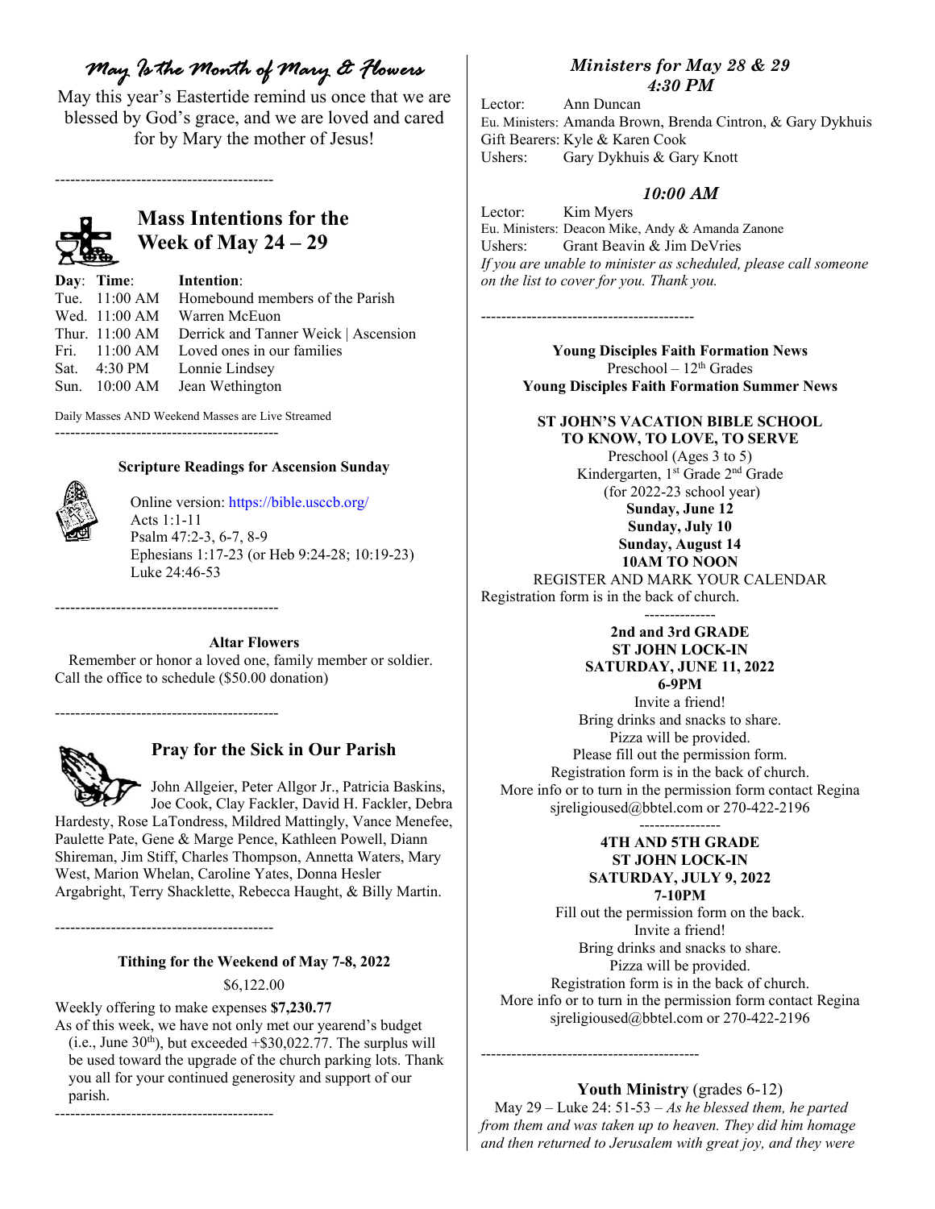# May Is the Month of Mary & Flowers

May this year's Eastertide remind us once that we are blessed by God's grace, and we are loved and cared for by Mary the mother of Jesus!

---

## Mass Intentions for the Week of May 24 – 29

| Day: | Time: | Intention: |
|---|---|---|
| Tue. | 11:00 AM | Homebound members of the Parish |
| Wed. | 11:00 AM | Warren McEuon |
| Thur. | 11:00 AM | Derrick and Tanner Weick \| Ascension |
| Fri. | 11:00 AM | Loved ones in our families |
| Sat. | 4:30 PM | Lonnie Lindsey |
| Sun. | 10:00 AM | Jean Wethington |

Daily Masses AND Weekend Masses are Live Streamed

---

**Scripture Readings for Ascension Sunday**

Online version: https://bible.usccb.org/
Acts 1:1-11
Psalm 47:2-3, 6-7, 8-9
Ephesians 1:17-23 (or Heb 9:24-28; 10:19-23)
Luke 24:46-53

---

**Altar Flowers**

Remember or honor a loved one, family member or soldier. Call the office to schedule ($50.00 donation)

---

## Pray for the Sick in Our Parish

John Allgeier, Peter Allgor Jr., Patricia Baskins, Joe Cook, Clay Fackler, David H. Fackler, Debra Hardesty, Rose LaTondress, Mildred Mattingly, Vance Menefee, Paulette Pate, Gene & Marge Pence, Kathleen Powell, Diann Shireman, Jim Stiff, Charles Thompson, Annetta Waters, Mary West, Marion Whelan, Caroline Yates, Donna Hesler Argabright, Terry Shacklette, Rebecca Haught, & Billy Martin.

---

**Tithing for the Weekend of May 7-8, 2022**

$6,122.00

Weekly offering to make expenses **$7,230.77**

As of this week, we have not only met our yearend's budget (i.e., June 30th), but exceeded +$30,022.77. The surplus will be used toward the upgrade of the church parking lots. Thank you all for your continued generosity and support of our parish.

---

### *Ministers for May 28 & 29*
### *4:30 PM*

Lector: Ann Duncan
Eu. Ministers: Amanda Brown, Brenda Cintron, & Gary Dykhuis
Gift Bearers: Kyle & Karen Cook
Ushers: Gary Dykhuis & Gary Knott

### *10:00 AM*

Lector: Kim Myers
Eu. Ministers: Deacon Mike, Andy & Amanda Zanone
Ushers: Grant Beavin & Jim DeVries

*If you are unable to minister as scheduled, please call someone on the list to cover for you. Thank you.*

---

**Young Disciples Faith Formation News**
Preschool – 12th Grades
**Young Disciples Faith Formation Summer News**

**ST JOHN'S VACATION BIBLE SCHOOL**
**TO KNOW, TO LOVE, TO SERVE**
Preschool (Ages 3 to 5)
Kindergarten, 1st Grade 2nd Grade
(for 2022-23 school year)
**Sunday, June 12**
**Sunday, July 10**
**Sunday, August 14**
**10AM TO NOON**
REGISTER AND MARK YOUR CALENDAR
Registration form is in the back of church.

---

**2nd and 3rd GRADE**
**ST JOHN LOCK-IN**
**SATURDAY, JUNE 11, 2022**
**6-9PM**
Invite a friend!
Bring drinks and snacks to share.
Pizza will be provided.
Please fill out the permission form.
Registration form is in the back of church.
More info or to turn in the permission form contact Regina sjreligioused@bbtel.com or 270-422-2196

---

**4TH AND 5TH GRADE**
**ST JOHN LOCK-IN**
**SATURDAY, JULY 9, 2022**
**7-10PM**
Fill out the permission form on the back.
Invite a friend!
Bring drinks and snacks to share.
Pizza will be provided.
Registration form is in the back of church.
More info or to turn in the permission form contact Regina sjreligioused@bbtel.com or 270-422-2196

---

**Youth Ministry** (grades 6-12)

May 29 – Luke 24: 51-53 – *As he blessed them, he parted from them and was taken up to heaven. They did him homage and then returned to Jerusalem with great joy, and they were*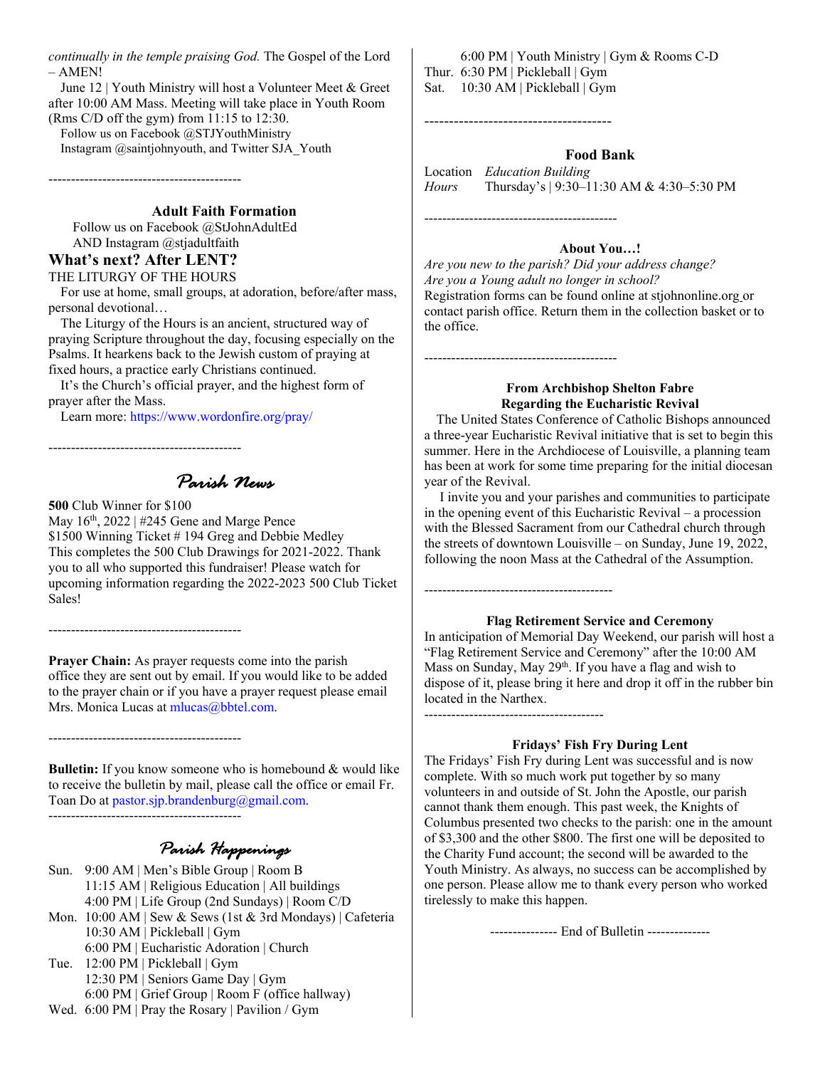*continually in the temple praising God.* The Gospel of the Lord – AMEN!

June 12 | Youth Ministry will host a Volunteer Meet & Greet after 10:00 AM Mass. Meeting will take place in Youth Room (Rms C/D off the gym) from 11:15 to 12:30.

Follow us on Facebook @STJYouthMinistry
Instagram @saintjohnyouth, and Twitter SJA_Youth

-------------------------------------------

### Adult Faith Formation

Follow us on Facebook @StJohnAdultEd
AND Instagram @stjadultfaith

## What's next? After LENT?

THE LITURGY OF THE HOURS

For use at home, small groups, at adoration, before/after mass, personal devotional…

The Liturgy of the Hours is an ancient, structured way of praying Scripture throughout the day, focusing especially on the Psalms. It hearkens back to the Jewish custom of praying at fixed hours, a practice early Christians continued.

It's the Church's official prayer, and the highest form of prayer after the Mass.

Learn more: https://www.wordonfire.org/pray/

-------------------------------------------

## *Parish News*

**500** Club Winner for $100
May 16th, 2022 | #245 Gene and Marge Pence
$1500 Winning Ticket # 194 Greg and Debbie Medley
This completes the 500 Club Drawings for 2021-2022. Thank you to all who supported this fundraiser! Please watch for upcoming information regarding the 2022-2023 500 Club Ticket Sales!

-------------------------------------------

**Prayer Chain:** As prayer requests come into the parish office they are sent out by email. If you would like to be added to the prayer chain or if you have a prayer request please email Mrs. Monica Lucas at mlucas@bbtel.com.

-------------------------------------------

**Bulletin:** If you know someone who is homebound & would like to receive the bulletin by mail, please call the office or email Fr. Toan Do at pastor.sjp.brandenburg@gmail.com.

-------------------------------------------

## *Parish Happenings*

Sun. 9:00 AM | Men's Bible Group | Room B
11:15 AM | Religious Education | All buildings
4:00 PM | Life Group (2nd Sundays) | Room C/D

Mon. 10:00 AM | Sew & Sews (1st & 3rd Mondays) | Cafeteria
10:30 AM | Pickleball | Gym
6:00 PM | Eucharistic Adoration | Church

Tue. 12:00 PM | Pickleball | Gym
12:30 PM | Seniors Game Day | Gym
6:00 PM | Grief Group | Room F (office hallway)

Wed. 6:00 PM | Pray the Rosary | Pavilion / Gym
6:00 PM | Youth Ministry | Gym & Rooms C-D

Thur. 6:30 PM | Pickleball | Gym

Sat. 10:30 AM | Pickleball | Gym

-------------------------------------------

### Food Bank

Location *Education Building*
*Hours* Thursday's | 9:30–11:30 AM & 4:30–5:30 PM

-------------------------------------------

### About You…!

*Are you new to the parish? Did your address change?*
*Are you a Young adult no longer in school?*
Registration forms can be found online at stjohnonline.org or contact parish office. Return them in the collection basket or to the office.

-------------------------------------------

### From Archbishop Shelton Fabre Regarding the Eucharistic Revival

The United States Conference of Catholic Bishops announced a three-year Eucharistic Revival initiative that is set to begin this summer. Here in the Archdiocese of Louisville, a planning team has been at work for some time preparing for the initial diocesan year of the Revival.

I invite you and your parishes and communities to participate in the opening event of this Eucharistic Revival – a procession with the Blessed Sacrament from our Cathedral church through the streets of downtown Louisville – on Sunday, June 19, 2022, following the noon Mass at the Cathedral of the Assumption.

-------------------------------------------

### Flag Retirement Service and Ceremony

In anticipation of Memorial Day Weekend, our parish will host a "Flag Retirement Service and Ceremony" after the 10:00 AM Mass on Sunday, May 29th. If you have a flag and wish to dispose of it, please bring it here and drop it off in the rubber bin located in the Narthex.

-------------------------------------------

### Fridays' Fish Fry During Lent

The Fridays' Fish Fry during Lent was successful and is now complete. With so much work put together by so many volunteers in and outside of St. John the Apostle, our parish cannot thank them enough. This past week, the Knights of Columbus presented two checks to the parish: one in the amount of $3,300 and the other $800. The first one will be deposited to the Charity Fund account; the second will be awarded to the Youth Ministry. As always, no success can be accomplished by one person. Please allow me to thank every person who worked tirelessly to make this happen.

--------------- End of Bulletin --------------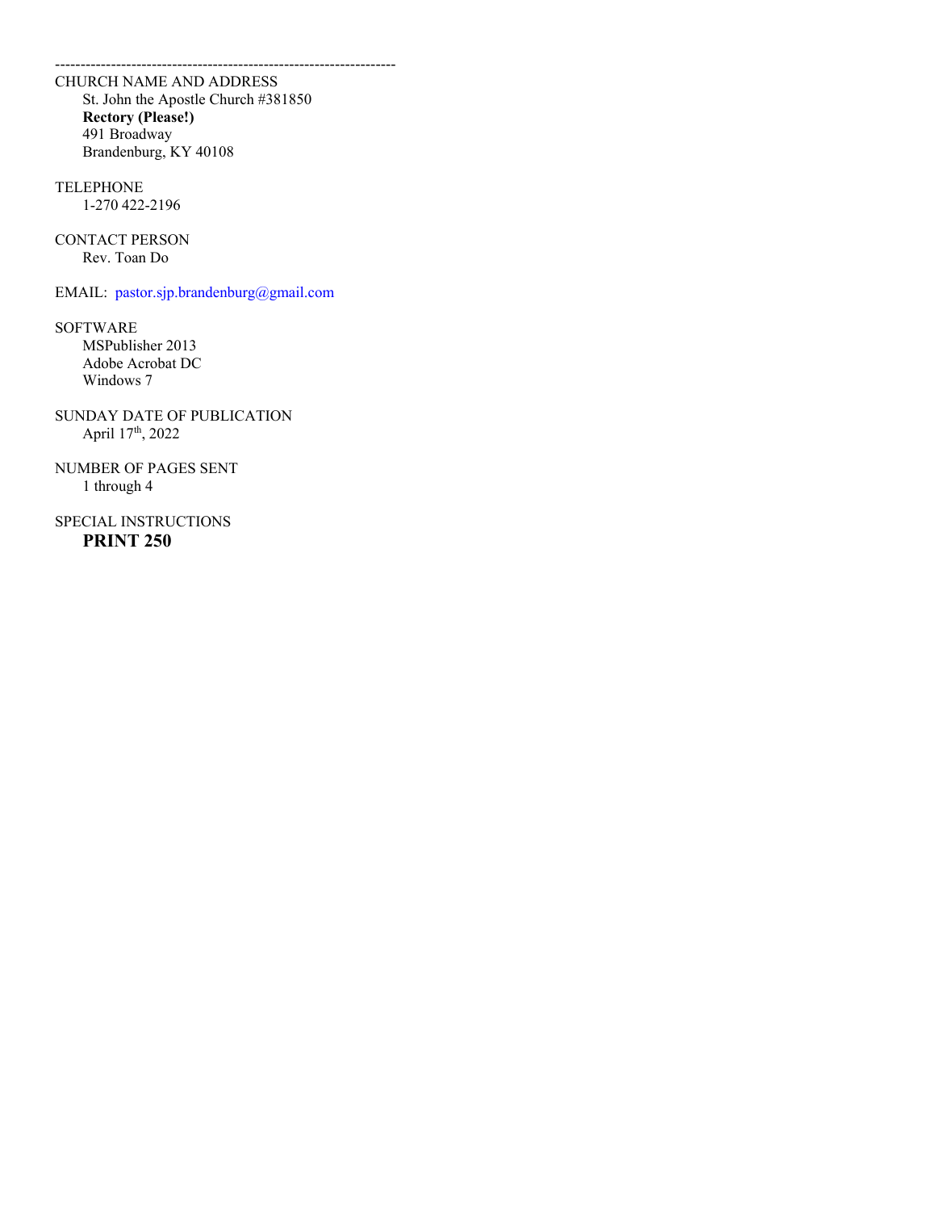------------------------------------------------------------------

CHURCH NAME AND ADDRESS

St. John the Apostle Church #381850
**Rectory (Please!)**
491 Broadway
Brandenburg, KY 40108

TELEPHONE

1-270 422-2196

CONTACT PERSON

Rev. Toan Do

EMAIL: pastor.sjp.brandenburg@gmail.com

SOFTWARE

MSPublisher 2013
Adobe Acrobat DC
Windows 7

SUNDAY DATE OF PUBLICATION

April 17th, 2022

NUMBER OF PAGES SENT

1 through 4

SPECIAL INSTRUCTIONS

**PRINT 250**